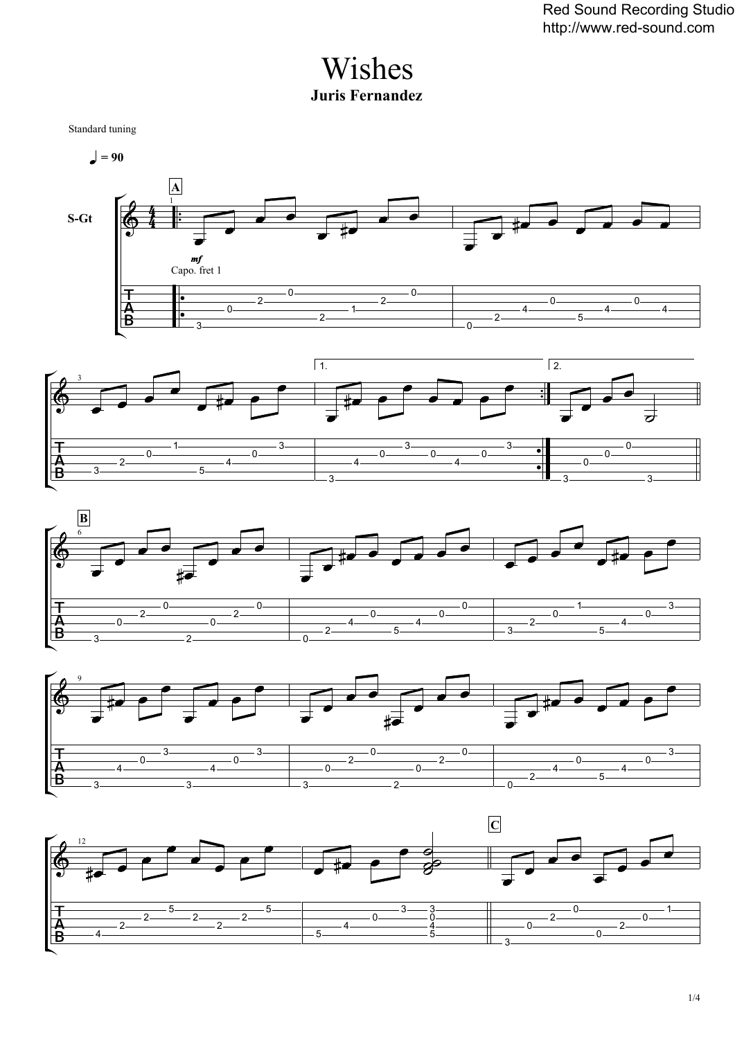# Wishes

**Juris Fernandez**

Standard tuning

♩ = 90

A

S-Gt

*mf*

Capo. fret 1

1.

2.

B

C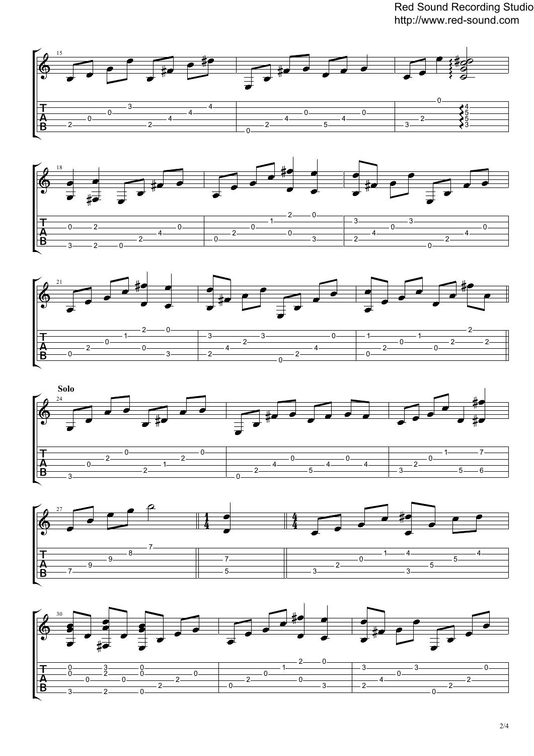**Solo**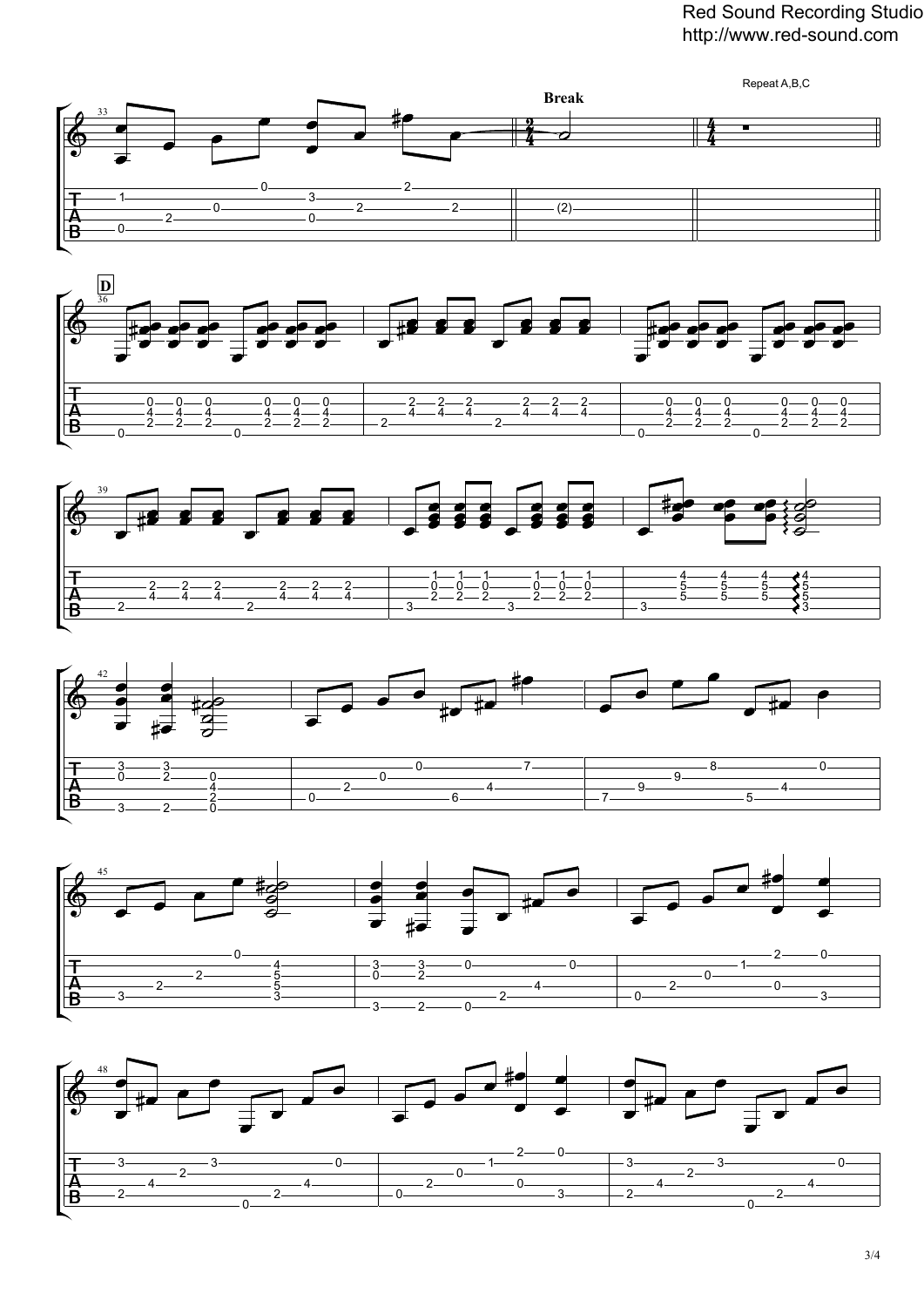Break

Repeat A,B,C

D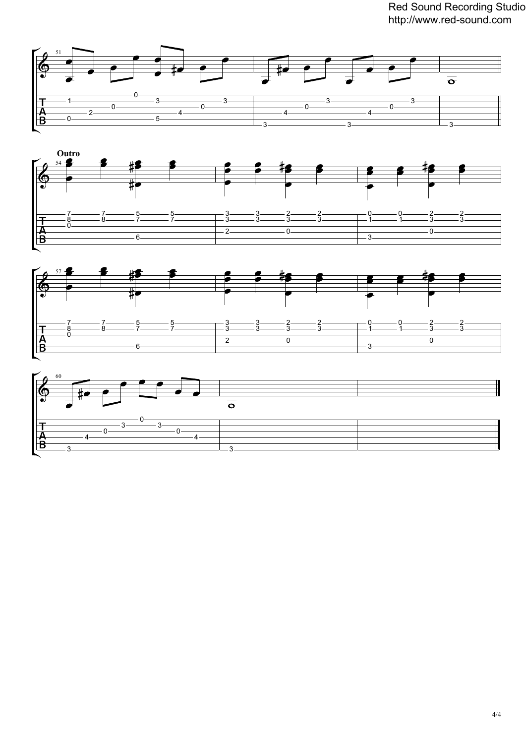**Outro**